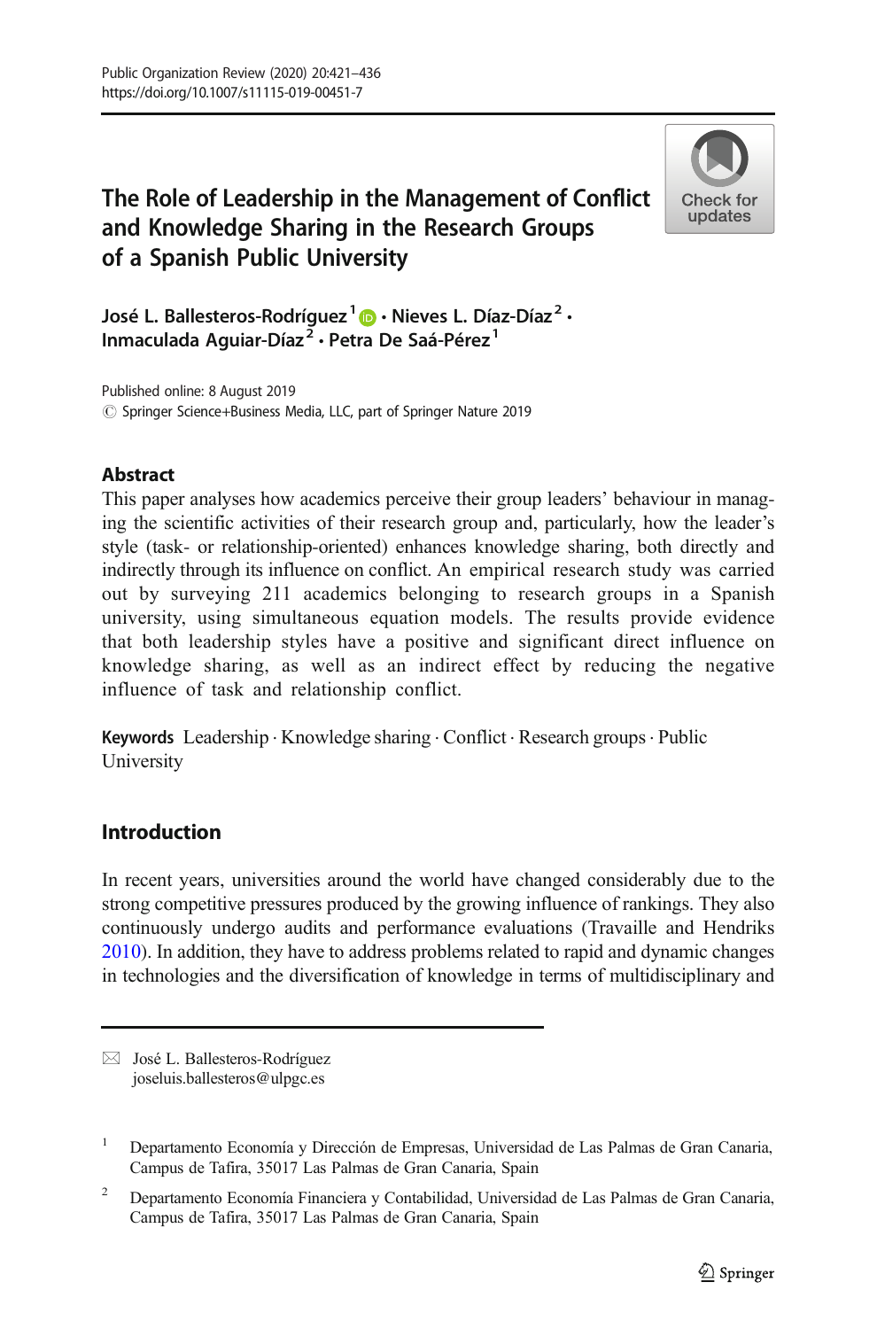# The Role of Leadership in the Management of Conflict and Knowledge Sharing in the Research Groups of a Spanish Public University

**José L. Ballesteros-Rodríguez**[1] **· Nieves L. Díaz-Díaz**[2] **· Inmaculada Aguiar-Díaz**[2] **· Petra De Saá-Pérez**[1]

Published online: 8 August 2019
© Springer Science+Business Media, LLC, part of Springer Nature 2019

## Abstract

This paper analyses how academics perceive their group leaders' behaviour in managing the scientific activities of their research group and, particularly, how the leader's style (task- or relationship-oriented) enhances knowledge sharing, both directly and indirectly through its influence on conflict. An empirical research study was carried out by surveying 211 academics belonging to research groups in a Spanish university, using simultaneous equation models. The results provide evidence that both leadership styles have a positive and significant direct influence on knowledge sharing, as well as an indirect effect by reducing the negative influence of task and relationship conflict.

**Keywords** Leadership · Knowledge sharing · Conflict · Research groups · Public University

## Introduction

In recent years, universities around the world have changed considerably due to the strong competitive pressures produced by the growing influence of rankings. They also continuously undergo audits and performance evaluations (Travaille and Hendriks 2010). In addition, they have to address problems related to rapid and dynamic changes in technologies and the diversification of knowledge in terms of multidisciplinary and

---

✉ José L. Ballesteros-Rodríguez
joseluis.ballesteros@ulpgc.es

[1] Departamento Economía y Dirección de Empresas, Universidad de Las Palmas de Gran Canaria, Campus de Tafira, 35017 Las Palmas de Gran Canaria, Spain

[2] Departamento Economía Financiera y Contabilidad, Universidad de Las Palmas de Gran Canaria, Campus de Tafira, 35017 Las Palmas de Gran Canaria, Spain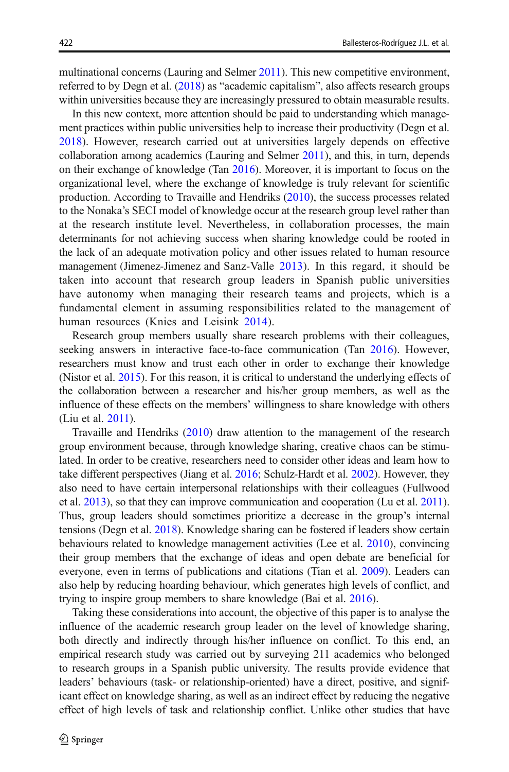multinational concerns (Lauring and Selmer 2011). This new competitive environment, referred to by Degn et al. (2018) as "academic capitalism", also affects research groups within universities because they are increasingly pressured to obtain measurable results.

In this new context, more attention should be paid to understanding which management practices within public universities help to increase their productivity (Degn et al. 2018). However, research carried out at universities largely depends on effective collaboration among academics (Lauring and Selmer 2011), and this, in turn, depends on their exchange of knowledge (Tan 2016). Moreover, it is important to focus on the organizational level, where the exchange of knowledge is truly relevant for scientific production. According to Travaille and Hendriks (2010), the success processes related to the Nonaka's SECI model of knowledge occur at the research group level rather than at the research institute level. Nevertheless, in collaboration processes, the main determinants for not achieving success when sharing knowledge could be rooted in the lack of an adequate motivation policy and other issues related to human resource management (Jimenez-Jimenez and Sanz-Valle 2013). In this regard, it should be taken into account that research group leaders in Spanish public universities have autonomy when managing their research teams and projects, which is a fundamental element in assuming responsibilities related to the management of human resources (Knies and Leisink 2014).

Research group members usually share research problems with their colleagues, seeking answers in interactive face-to-face communication (Tan 2016). However, researchers must know and trust each other in order to exchange their knowledge (Nistor et al. 2015). For this reason, it is critical to understand the underlying effects of the collaboration between a researcher and his/her group members, as well as the influence of these effects on the members' willingness to share knowledge with others (Liu et al. 2011).

Travaille and Hendriks (2010) draw attention to the management of the research group environment because, through knowledge sharing, creative chaos can be stimulated. In order to be creative, researchers need to consider other ideas and learn how to take different perspectives (Jiang et al. 2016; Schulz-Hardt et al. 2002). However, they also need to have certain interpersonal relationships with their colleagues (Fullwood et al. 2013), so that they can improve communication and cooperation (Lu et al. 2011). Thus, group leaders should sometimes prioritize a decrease in the group's internal tensions (Degn et al. 2018). Knowledge sharing can be fostered if leaders show certain behaviours related to knowledge management activities (Lee et al. 2010), convincing their group members that the exchange of ideas and open debate are beneficial for everyone, even in terms of publications and citations (Tian et al. 2009). Leaders can also help by reducing hoarding behaviour, which generates high levels of conflict, and trying to inspire group members to share knowledge (Bai et al. 2016).

Taking these considerations into account, the objective of this paper is to analyse the influence of the academic research group leader on the level of knowledge sharing, both directly and indirectly through his/her influence on conflict. To this end, an empirical research study was carried out by surveying 211 academics who belonged to research groups in a Spanish public university. The results provide evidence that leaders' behaviours (task- or relationship-oriented) have a direct, positive, and significant effect on knowledge sharing, as well as an indirect effect by reducing the negative effect of high levels of task and relationship conflict. Unlike other studies that have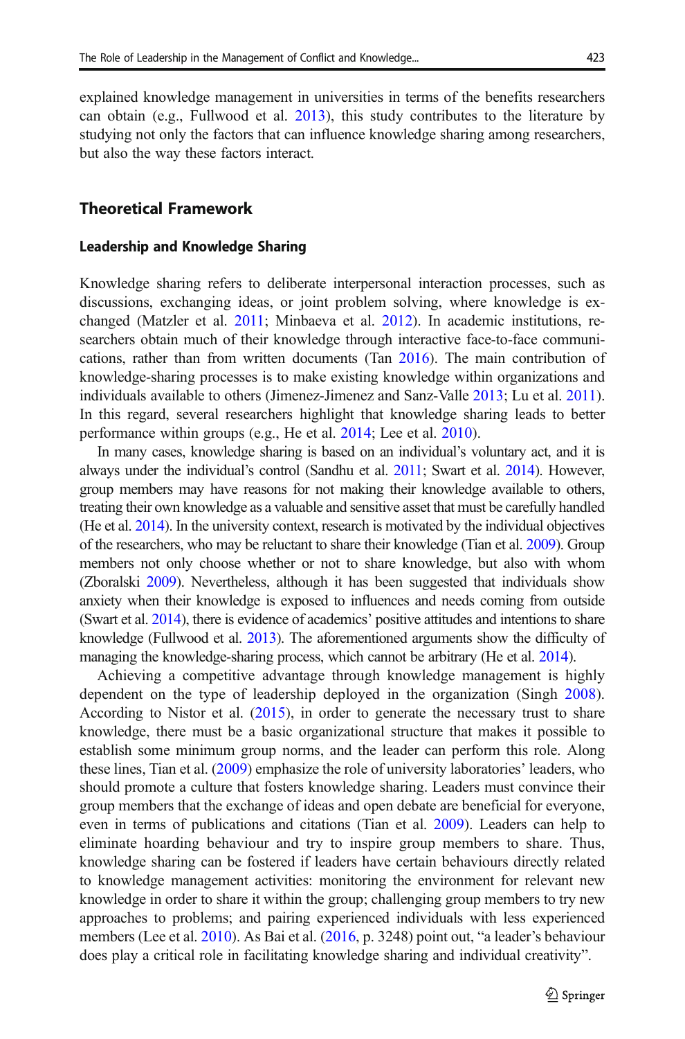explained knowledge management in universities in terms of the benefits researchers can obtain (e.g., Fullwood et al. 2013), this study contributes to the literature by studying not only the factors that can influence knowledge sharing among researchers, but also the way these factors interact.

## Theoretical Framework

### Leadership and Knowledge Sharing

Knowledge sharing refers to deliberate interpersonal interaction processes, such as discussions, exchanging ideas, or joint problem solving, where knowledge is exchanged (Matzler et al. 2011; Minbaeva et al. 2012). In academic institutions, researchers obtain much of their knowledge through interactive face-to-face communications, rather than from written documents (Tan 2016). The main contribution of knowledge-sharing processes is to make existing knowledge within organizations and individuals available to others (Jimenez-Jimenez and Sanz-Valle 2013; Lu et al. 2011). In this regard, several researchers highlight that knowledge sharing leads to better performance within groups (e.g., He et al. 2014; Lee et al. 2010).

In many cases, knowledge sharing is based on an individual's voluntary act, and it is always under the individual's control (Sandhu et al. 2011; Swart et al. 2014). However, group members may have reasons for not making their knowledge available to others, treating their own knowledge as a valuable and sensitive asset that must be carefully handled (He et al. 2014). In the university context, research is motivated by the individual objectives of the researchers, who may be reluctant to share their knowledge (Tian et al. 2009). Group members not only choose whether or not to share knowledge, but also with whom (Zboralski 2009). Nevertheless, although it has been suggested that individuals show anxiety when their knowledge is exposed to influences and needs coming from outside (Swart et al. 2014), there is evidence of academics' positive attitudes and intentions to share knowledge (Fullwood et al. 2013). The aforementioned arguments show the difficulty of managing the knowledge-sharing process, which cannot be arbitrary (He et al. 2014).

Achieving a competitive advantage through knowledge management is highly dependent on the type of leadership deployed in the organization (Singh 2008). According to Nistor et al. (2015), in order to generate the necessary trust to share knowledge, there must be a basic organizational structure that makes it possible to establish some minimum group norms, and the leader can perform this role. Along these lines, Tian et al. (2009) emphasize the role of university laboratories' leaders, who should promote a culture that fosters knowledge sharing. Leaders must convince their group members that the exchange of ideas and open debate are beneficial for everyone, even in terms of publications and citations (Tian et al. 2009). Leaders can help to eliminate hoarding behaviour and try to inspire group members to share. Thus, knowledge sharing can be fostered if leaders have certain behaviours directly related to knowledge management activities: monitoring the environment for relevant new knowledge in order to share it within the group; challenging group members to try new approaches to problems; and pairing experienced individuals with less experienced members (Lee et al. 2010). As Bai et al. (2016, p. 3248) point out, "a leader's behaviour does play a critical role in facilitating knowledge sharing and individual creativity".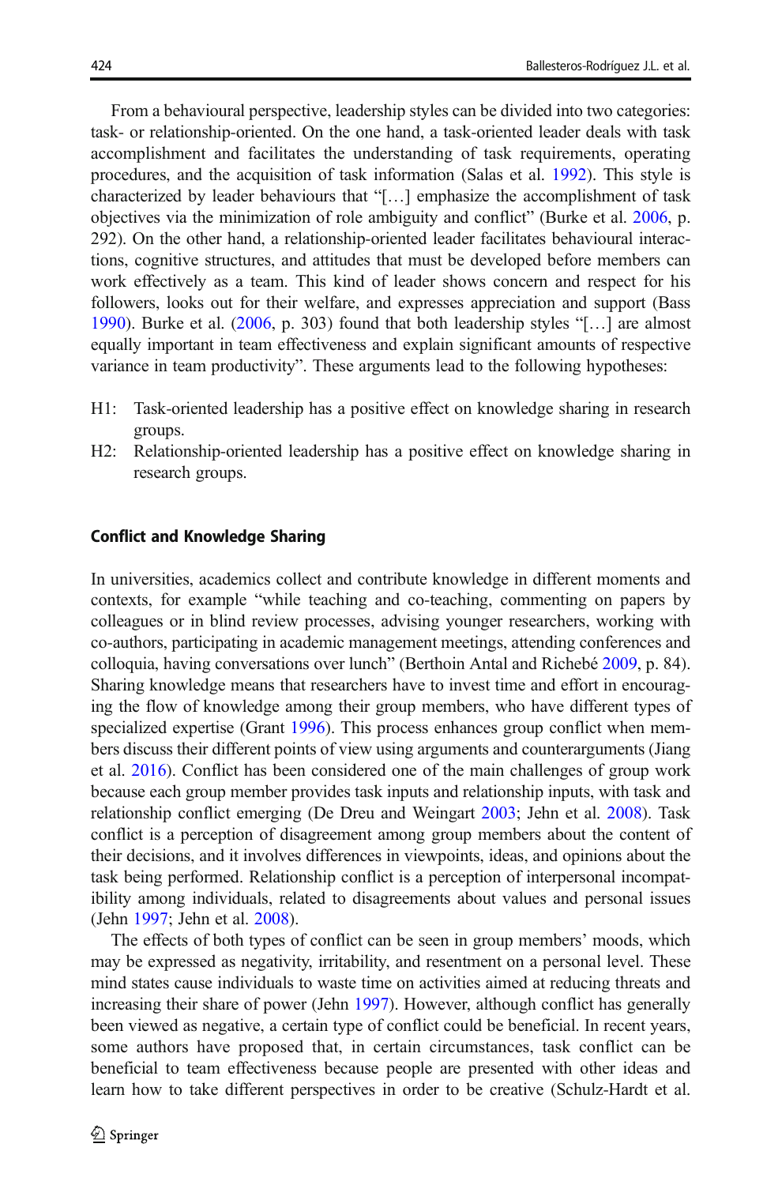From a behavioural perspective, leadership styles can be divided into two categories: task- or relationship-oriented. On the one hand, a task-oriented leader deals with task accomplishment and facilitates the understanding of task requirements, operating procedures, and the acquisition of task information (Salas et al. 1992). This style is characterized by leader behaviours that "[…] emphasize the accomplishment of task objectives via the minimization of role ambiguity and conflict" (Burke et al. 2006, p. 292). On the other hand, a relationship-oriented leader facilitates behavioural interactions, cognitive structures, and attitudes that must be developed before members can work effectively as a team. This kind of leader shows concern and respect for his followers, looks out for their welfare, and expresses appreciation and support (Bass 1990). Burke et al. (2006, p. 303) found that both leadership styles "[…] are almost equally important in team effectiveness and explain significant amounts of respective variance in team productivity". These arguments lead to the following hypotheses:

- H1: Task-oriented leadership has a positive effect on knowledge sharing in research groups.
- H2: Relationship-oriented leadership has a positive effect on knowledge sharing in research groups.

### Conflict and Knowledge Sharing

In universities, academics collect and contribute knowledge in different moments and contexts, for example "while teaching and co-teaching, commenting on papers by colleagues or in blind review processes, advising younger researchers, working with co-authors, participating in academic management meetings, attending conferences and colloquia, having conversations over lunch" (Berthoin Antal and Richebé 2009, p. 84). Sharing knowledge means that researchers have to invest time and effort in encouraging the flow of knowledge among their group members, who have different types of specialized expertise (Grant 1996). This process enhances group conflict when members discuss their different points of view using arguments and counterarguments (Jiang et al. 2016). Conflict has been considered one of the main challenges of group work because each group member provides task inputs and relationship inputs, with task and relationship conflict emerging (De Dreu and Weingart 2003; Jehn et al. 2008). Task conflict is a perception of disagreement among group members about the content of their decisions, and it involves differences in viewpoints, ideas, and opinions about the task being performed. Relationship conflict is a perception of interpersonal incompatibility among individuals, related to disagreements about values and personal issues (Jehn 1997; Jehn et al. 2008).

The effects of both types of conflict can be seen in group members' moods, which may be expressed as negativity, irritability, and resentment on a personal level. These mind states cause individuals to waste time on activities aimed at reducing threats and increasing their share of power (Jehn 1997). However, although conflict has generally been viewed as negative, a certain type of conflict could be beneficial. In recent years, some authors have proposed that, in certain circumstances, task conflict can be beneficial to team effectiveness because people are presented with other ideas and learn how to take different perspectives in order to be creative (Schulz-Hardt et al.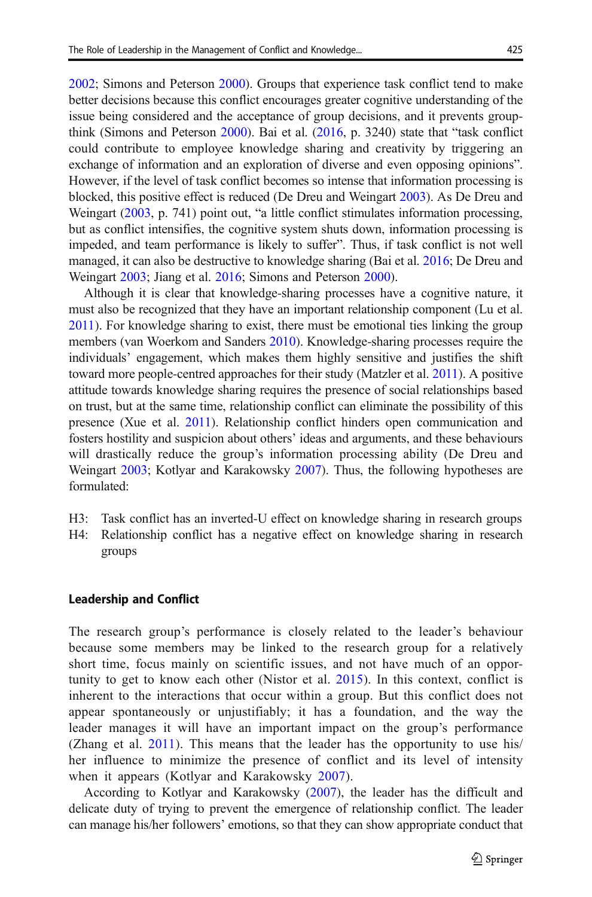2002; Simons and Peterson 2000). Groups that experience task conflict tend to make better decisions because this conflict encourages greater cognitive understanding of the issue being considered and the acceptance of group decisions, and it prevents group-think (Simons and Peterson 2000). Bai et al. (2016, p. 3240) state that "task conflict could contribute to employee knowledge sharing and creativity by triggering an exchange of information and an exploration of diverse and even opposing opinions". However, if the level of task conflict becomes so intense that information processing is blocked, this positive effect is reduced (De Dreu and Weingart 2003). As De Dreu and Weingart (2003, p. 741) point out, "a little conflict stimulates information processing, but as conflict intensifies, the cognitive system shuts down, information processing is impeded, and team performance is likely to suffer". Thus, if task conflict is not well managed, it can also be destructive to knowledge sharing (Bai et al. 2016; De Dreu and Weingart 2003; Jiang et al. 2016; Simons and Peterson 2000).

Although it is clear that knowledge-sharing processes have a cognitive nature, it must also be recognized that they have an important relationship component (Lu et al. 2011). For knowledge sharing to exist, there must be emotional ties linking the group members (van Woerkom and Sanders 2010). Knowledge-sharing processes require the individuals' engagement, which makes them highly sensitive and justifies the shift toward more people-centred approaches for their study (Matzler et al. 2011). A positive attitude towards knowledge sharing requires the presence of social relationships based on trust, but at the same time, relationship conflict can eliminate the possibility of this presence (Xue et al. 2011). Relationship conflict hinders open communication and fosters hostility and suspicion about others' ideas and arguments, and these behaviours will drastically reduce the group's information processing ability (De Dreu and Weingart 2003; Kotlyar and Karakowsky 2007). Thus, the following hypotheses are formulated:

H3: Task conflict has an inverted-U effect on knowledge sharing in research groups
H4: Relationship conflict has a negative effect on knowledge sharing in research groups

## Leadership and Conflict

The research group's performance is closely related to the leader's behaviour because some members may be linked to the research group for a relatively short time, focus mainly on scientific issues, and not have much of an opportunity to get to know each other (Nistor et al. 2015). In this context, conflict is inherent to the interactions that occur within a group. But this conflict does not appear spontaneously or unjustifiably; it has a foundation, and the way the leader manages it will have an important impact on the group's performance (Zhang et al. 2011). This means that the leader has the opportunity to use his/her influence to minimize the presence of conflict and its level of intensity when it appears (Kotlyar and Karakowsky 2007).

According to Kotlyar and Karakowsky (2007), the leader has the difficult and delicate duty of trying to prevent the emergence of relationship conflict. The leader can manage his/her followers' emotions, so that they can show appropriate conduct that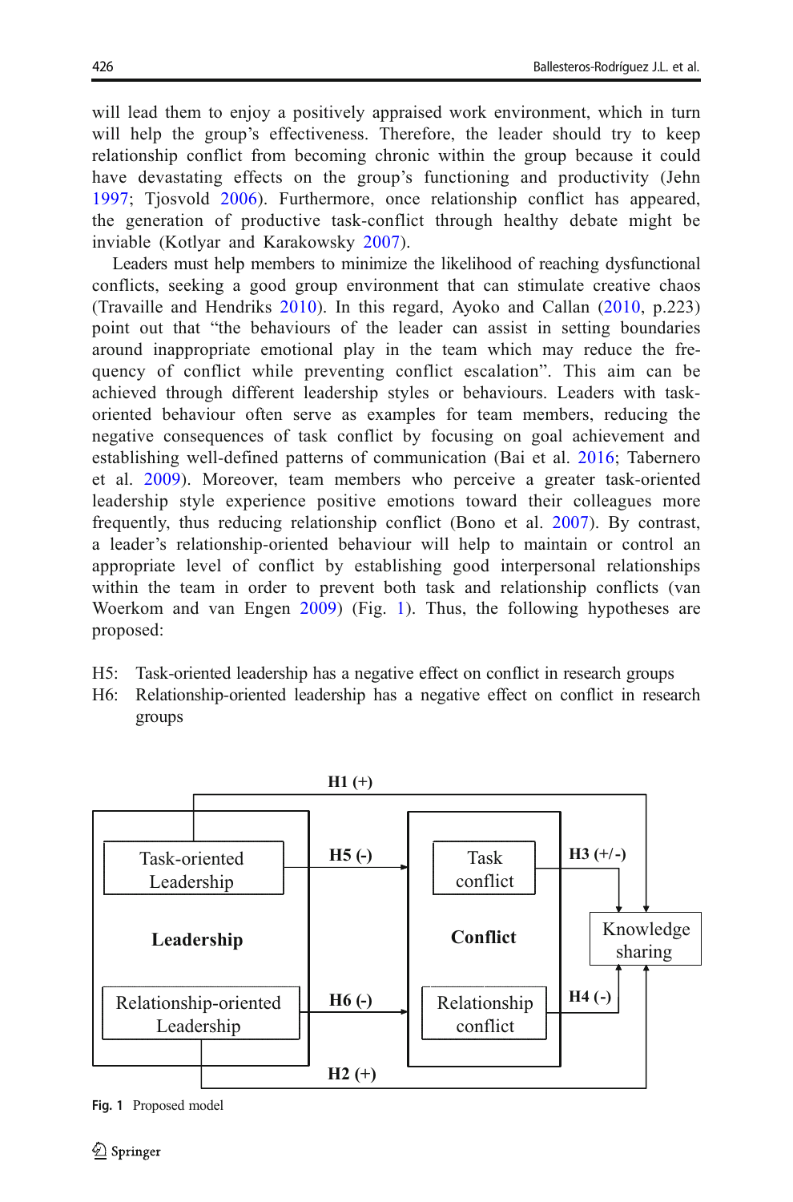will lead them to enjoy a positively appraised work environment, which in turn will help the group's effectiveness. Therefore, the leader should try to keep relationship conflict from becoming chronic within the group because it could have devastating effects on the group's functioning and productivity (Jehn 1997; Tjosvold 2006). Furthermore, once relationship conflict has appeared, the generation of productive task-conflict through healthy debate might be inviable (Kotlyar and Karakowsky 2007).

Leaders must help members to minimize the likelihood of reaching dysfunctional conflicts, seeking a good group environment that can stimulate creative chaos (Travaille and Hendriks 2010). In this regard, Ayoko and Callan (2010, p.223) point out that "the behaviours of the leader can assist in setting boundaries around inappropriate emotional play in the team which may reduce the frequency of conflict while preventing conflict escalation". This aim can be achieved through different leadership styles or behaviours. Leaders with task-oriented behaviour often serve as examples for team members, reducing the negative consequences of task conflict by focusing on goal achievement and establishing well-defined patterns of communication (Bai et al. 2016; Tabernero et al. 2009). Moreover, team members who perceive a greater task-oriented leadership style experience positive emotions toward their colleagues more frequently, thus reducing relationship conflict (Bono et al. 2007). By contrast, a leader's relationship-oriented behaviour will help to maintain or control an appropriate level of conflict by establishing good interpersonal relationships within the team in order to prevent both task and relationship conflicts (van Woerkom and van Engen 2009) (Fig. 1). Thus, the following hypotheses are proposed:

H5: Task-oriented leadership has a negative effect on conflict in research groups

H6: Relationship-oriented leadership has a negative effect on conflict in research groups

Fig. 1 Proposed model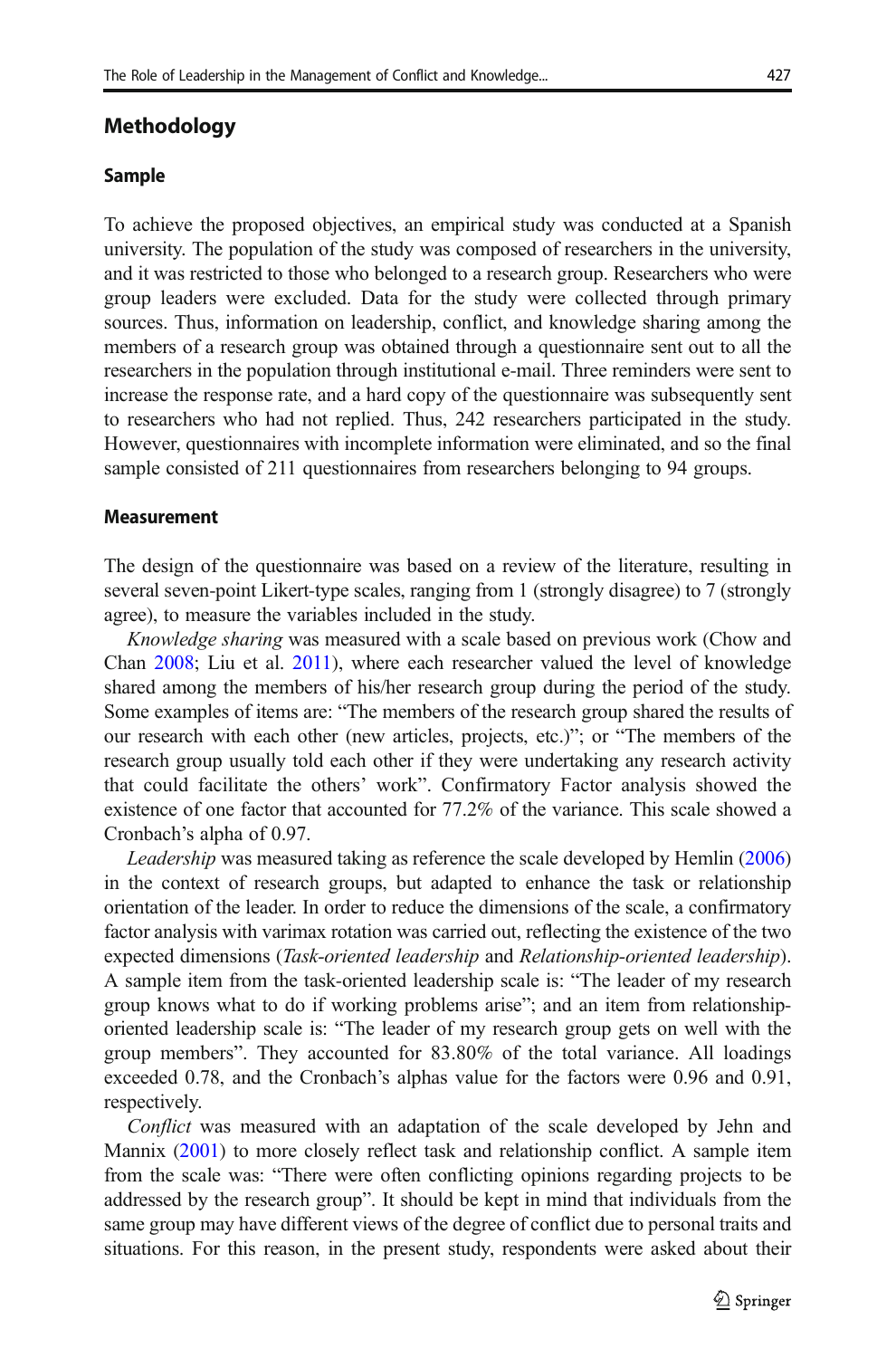## Methodology

### Sample

To achieve the proposed objectives, an empirical study was conducted at a Spanish university. The population of the study was composed of researchers in the university, and it was restricted to those who belonged to a research group. Researchers who were group leaders were excluded. Data for the study were collected through primary sources. Thus, information on leadership, conflict, and knowledge sharing among the members of a research group was obtained through a questionnaire sent out to all the researchers in the population through institutional e-mail. Three reminders were sent to increase the response rate, and a hard copy of the questionnaire was subsequently sent to researchers who had not replied. Thus, 242 researchers participated in the study. However, questionnaires with incomplete information were eliminated, and so the final sample consisted of 211 questionnaires from researchers belonging to 94 groups.

### Measurement

The design of the questionnaire was based on a review of the literature, resulting in several seven-point Likert-type scales, ranging from 1 (strongly disagree) to 7 (strongly agree), to measure the variables included in the study.

*Knowledge sharing* was measured with a scale based on previous work (Chow and Chan 2008; Liu et al. 2011), where each researcher valued the level of knowledge shared among the members of his/her research group during the period of the study. Some examples of items are: "The members of the research group shared the results of our research with each other (new articles, projects, etc.)"; or "The members of the research group usually told each other if they were undertaking any research activity that could facilitate the others' work". Confirmatory Factor analysis showed the existence of one factor that accounted for 77.2% of the variance. This scale showed a Cronbach's alpha of 0.97.

*Leadership* was measured taking as reference the scale developed by Hemlin (2006) in the context of research groups, but adapted to enhance the task or relationship orientation of the leader. In order to reduce the dimensions of the scale, a confirmatory factor analysis with varimax rotation was carried out, reflecting the existence of the two expected dimensions (*Task-oriented leadership* and *Relationship-oriented leadership*). A sample item from the task-oriented leadership scale is: "The leader of my research group knows what to do if working problems arise"; and an item from relationship-oriented leadership scale is: "The leader of my research group gets on well with the group members". They accounted for 83.80% of the total variance. All loadings exceeded 0.78, and the Cronbach's alphas value for the factors were 0.96 and 0.91, respectively.

*Conflict* was measured with an adaptation of the scale developed by Jehn and Mannix (2001) to more closely reflect task and relationship conflict. A sample item from the scale was: "There were often conflicting opinions regarding projects to be addressed by the research group". It should be kept in mind that individuals from the same group may have different views of the degree of conflict due to personal traits and situations. For this reason, in the present study, respondents were asked about their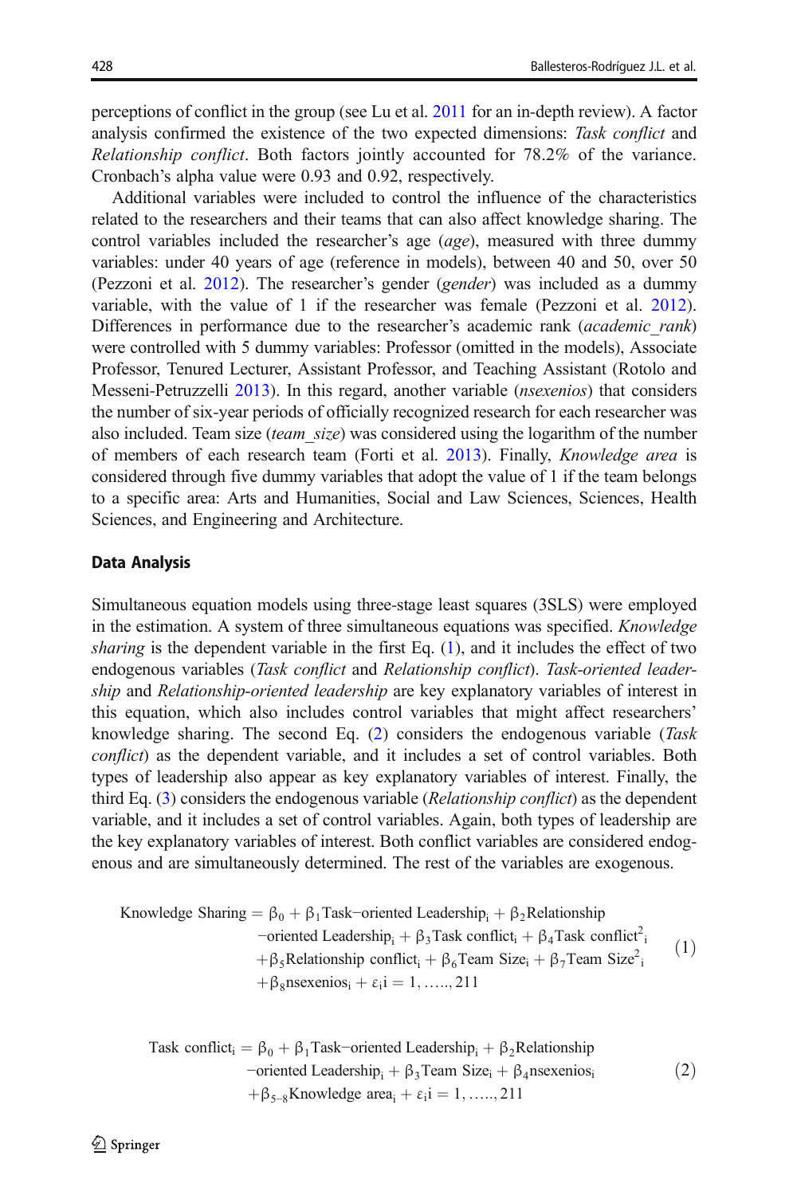perceptions of conflict in the group (see Lu et al. 2011 for an in-depth review). A factor analysis confirmed the existence of the two expected dimensions: *Task conflict* and *Relationship conflict*. Both factors jointly accounted for 78.2% of the variance. Cronbach's alpha value were 0.93 and 0.92, respectively.

Additional variables were included to control the influence of the characteristics related to the researchers and their teams that can also affect knowledge sharing. The control variables included the researcher's age (*age*), measured with three dummy variables: under 40 years of age (reference in models), between 40 and 50, over 50 (Pezzoni et al. 2012). The researcher's gender (*gender*) was included as a dummy variable, with the value of 1 if the researcher was female (Pezzoni et al. 2012). Differences in performance due to the researcher's academic rank (*academic_rank*) were controlled with 5 dummy variables: Professor (omitted in the models), Associate Professor, Tenured Lecturer, Assistant Professor, and Teaching Assistant (Rotolo and Messeni-Petruzzelli 2013). In this regard, another variable (*nsexenios*) that considers the number of six-year periods of officially recognized research for each researcher was also included. Team size (*team_size*) was considered using the logarithm of the number of members of each research team (Forti et al. 2013). Finally, *Knowledge area* is considered through five dummy variables that adopt the value of 1 if the team belongs to a specific area: Arts and Humanities, Social and Law Sciences, Sciences, Health Sciences, and Engineering and Architecture.

### Data Analysis

Simultaneous equation models using three-stage least squares (3SLS) were employed in the estimation. A system of three simultaneous equations was specified. *Knowledge sharing* is the dependent variable in the first Eq. (1), and it includes the effect of two endogenous variables (*Task conflict* and *Relationship conflict*). *Task-oriented leadership* and *Relationship-oriented leadership* are key explanatory variables of interest in this equation, which also includes control variables that might affect researchers' knowledge sharing. The second Eq. (2) considers the endogenous variable (*Task conflict*) as the dependent variable, and it includes a set of control variables. Both types of leadership also appear as key explanatory variables of interest. Finally, the third Eq. (3) considers the endogenous variable (*Relationship conflict*) as the dependent variable, and it includes a set of control variables. Again, both types of leadership are the key explanatory variables of interest. Both conflict variables are considered endogenous and are simultaneously determined. The rest of the variables are exogenous.

$$
\begin{aligned}
\text{Knowledge Sharing} = {} & \beta_0 + \beta_1 \text{Task-oriented Leadership}_i + \beta_2 \text{Relationship} \\
& \text{-oriented Leadership}_i + \beta_3 \text{Task conflict}_i + \beta_4 \text{Task conflict}^2{}_i \\
& + \beta_5 \text{Relationship conflict}_i + \beta_6 \text{Team Size}_i + \beta_7 \text{Team Size}^2{}_i \\
& + \beta_8 \text{nsexenios}_i + \varepsilon_i i = 1, \ldots.., 211
\end{aligned} \tag{1}
$$

$$
\begin{aligned}
\text{Task conflict}_i = {} & \beta_0 + \beta_1 \text{Task-oriented Leadership}_i + \beta_2 \text{Relationship} \\
& \text{-oriented Leadership}_i + \beta_3 \text{Team Size}_i + \beta_4 \text{nsexenios}_i \\
& + \beta_{5-8} \text{Knowledge area}_i + \varepsilon_i i = 1, \ldots.., 211
\end{aligned} \tag{2}
$$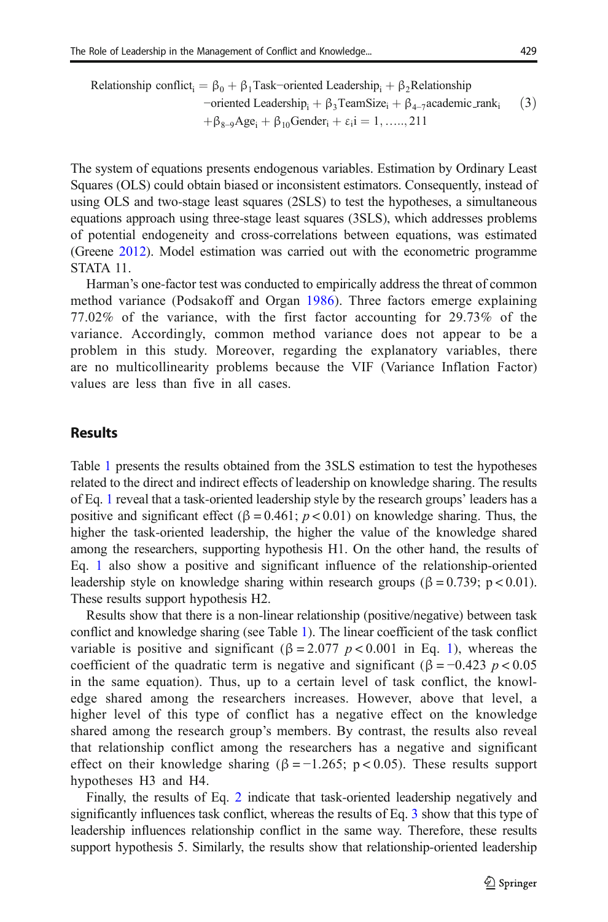$$\text{Relationship conflict}_i = \beta_0 + \beta_1\text{Task-oriented Leadership}_i + \beta_2\text{Relationship-oriented Leadership}_i + \beta_3\text{TeamSize}_i + \beta_{4-7}\text{academic\_rank}_i + \beta_{8-9}\text{Age}_i + \beta_{10}\text{Gender}_i + \varepsilon_i \quad i = 1, \ldots\ldots, 211 \tag{3}$$

The system of equations presents endogenous variables. Estimation by Ordinary Least Squares (OLS) could obtain biased or inconsistent estimators. Consequently, instead of using OLS and two-stage least squares (2SLS) to test the hypotheses, a simultaneous equations approach using three-stage least squares (3SLS), which addresses problems of potential endogeneity and cross-correlations between equations, was estimated (Greene 2012). Model estimation was carried out with the econometric programme STATA 11.

Harman's one-factor test was conducted to empirically address the threat of common method variance (Podsakoff and Organ 1986). Three factors emerge explaining 77.02% of the variance, with the first factor accounting for 29.73% of the variance. Accordingly, common method variance does not appear to be a problem in this study. Moreover, regarding the explanatory variables, there are no multicollinearity problems because the VIF (Variance Inflation Factor) values are less than five in all cases.

## Results

Table 1 presents the results obtained from the 3SLS estimation to test the hypotheses related to the direct and indirect effects of leadership on knowledge sharing. The results of Eq. 1 reveal that a task-oriented leadership style by the research groups' leaders has a positive and significant effect ($\beta = 0.461$; $p < 0.01$) on knowledge sharing. Thus, the higher the task-oriented leadership, the higher the value of the knowledge shared among the researchers, supporting hypothesis H1. On the other hand, the results of Eq. 1 also show a positive and significant influence of the relationship-oriented leadership style on knowledge sharing within research groups ($\beta = 0.739$; $p < 0.01$). These results support hypothesis H2.

Results show that there is a non-linear relationship (positive/negative) between task conflict and knowledge sharing (see Table 1). The linear coefficient of the task conflict variable is positive and significant ($\beta = 2.077$ $p < 0.001$ in Eq. 1), whereas the coefficient of the quadratic term is negative and significant ($\beta = -0.423$ $p < 0.05$ in the same equation). Thus, up to a certain level of task conflict, the knowledge shared among the researchers increases. However, above that level, a higher level of this type of conflict has a negative effect on the knowledge shared among the research group's members. By contrast, the results also reveal that relationship conflict among the researchers has a negative and significant effect on their knowledge sharing ($\beta = -1.265$; $p < 0.05$). These results support hypotheses H3 and H4.

Finally, the results of Eq. 2 indicate that task-oriented leadership negatively and significantly influences task conflict, whereas the results of Eq. 3 show that this type of leadership influences relationship conflict in the same way. Therefore, these results support hypothesis 5. Similarly, the results show that relationship-oriented leadership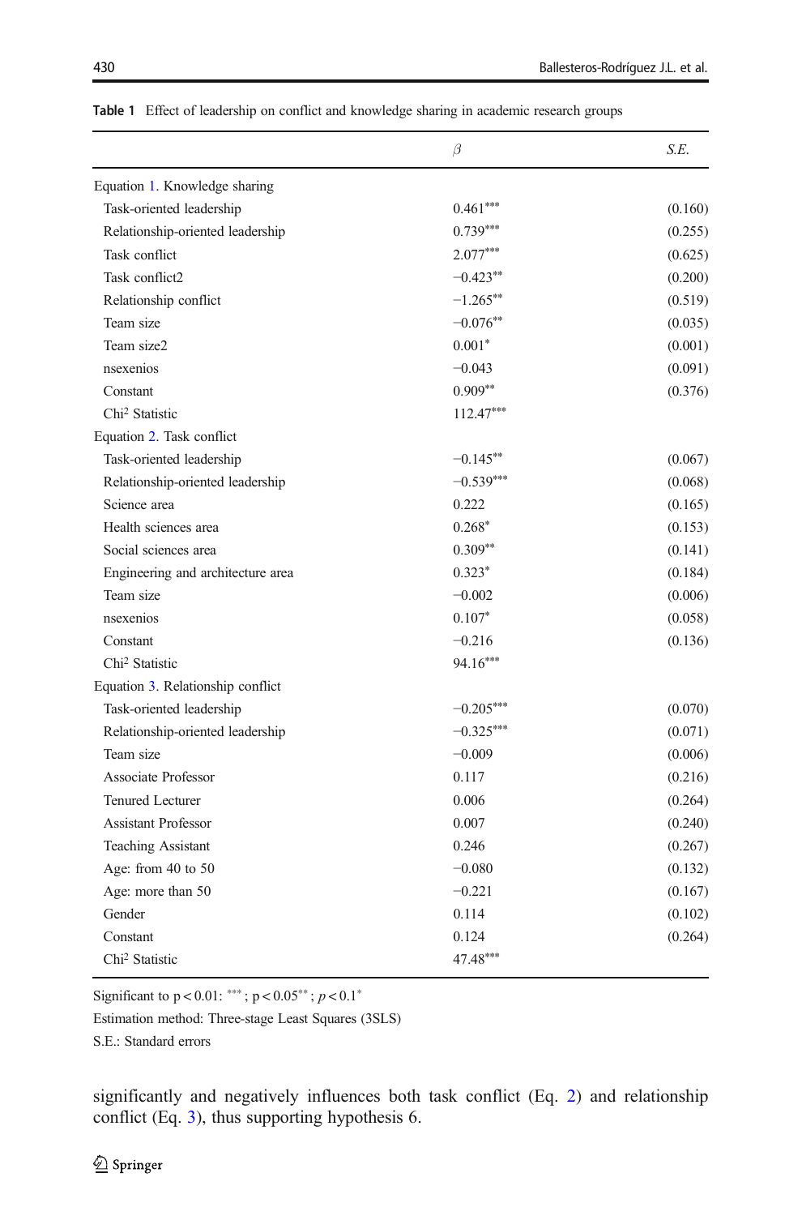**Table 1** Effect of leadership on conflict and knowledge sharing in academic research groups

| | $\beta$ | *S.E.* |
|---|---|---|
| Equation 1. Knowledge sharing | | |
| Task-oriented leadership | 0.461*** | (0.160) |
| Relationship-oriented leadership | 0.739*** | (0.255) |
| Task conflict | 2.077*** | (0.625) |
| Task conflict2 | −0.423** | (0.200) |
| Relationship conflict | −1.265** | (0.519) |
| Team size | −0.076** | (0.035) |
| Team size2 | 0.001* | (0.001) |
| nsexenios | −0.043 | (0.091) |
| Constant | 0.909** | (0.376) |
| $Chi^2$ Statistic | 112.47*** | |
| Equation 2. Task conflict | | |
| Task-oriented leadership | −0.145** | (0.067) |
| Relationship-oriented leadership | −0.539*** | (0.068) |
| Science area | 0.222 | (0.165) |
| Health sciences area | 0.268* | (0.153) |
| Social sciences area | 0.309** | (0.141) |
| Engineering and architecture area | 0.323* | (0.184) |
| Team size | −0.002 | (0.006) |
| nsexenios | 0.107* | (0.058) |
| Constant | −0.216 | (0.136) |
| $Chi^2$ Statistic | 94.16*** | |
| Equation 3. Relationship conflict | | |
| Task-oriented leadership | −0.205*** | (0.070) |
| Relationship-oriented leadership | −0.325*** | (0.071) |
| Team size | −0.009 | (0.006) |
| Associate Professor | 0.117 | (0.216) |
| Tenured Lecturer | 0.006 | (0.264) |
| Assistant Professor | 0.007 | (0.240) |
| Teaching Assistant | 0.246 | (0.267) |
| Age: from 40 to 50 | −0.080 | (0.132) |
| Age: more than 50 | −0.221 | (0.167) |
| Gender | 0.114 | (0.102) |
| Constant | 0.124 | (0.264) |
| $Chi^2$ Statistic | 47.48*** | |

Significant to $p < 0.01$: ***; $p < 0.05$**; $p < 0.1$*

Estimation method: Three-stage Least Squares (3SLS)

S.E.: Standard errors

significantly and negatively influences both task conflict (Eq. 2) and relationship conflict (Eq. 3), thus supporting hypothesis 6.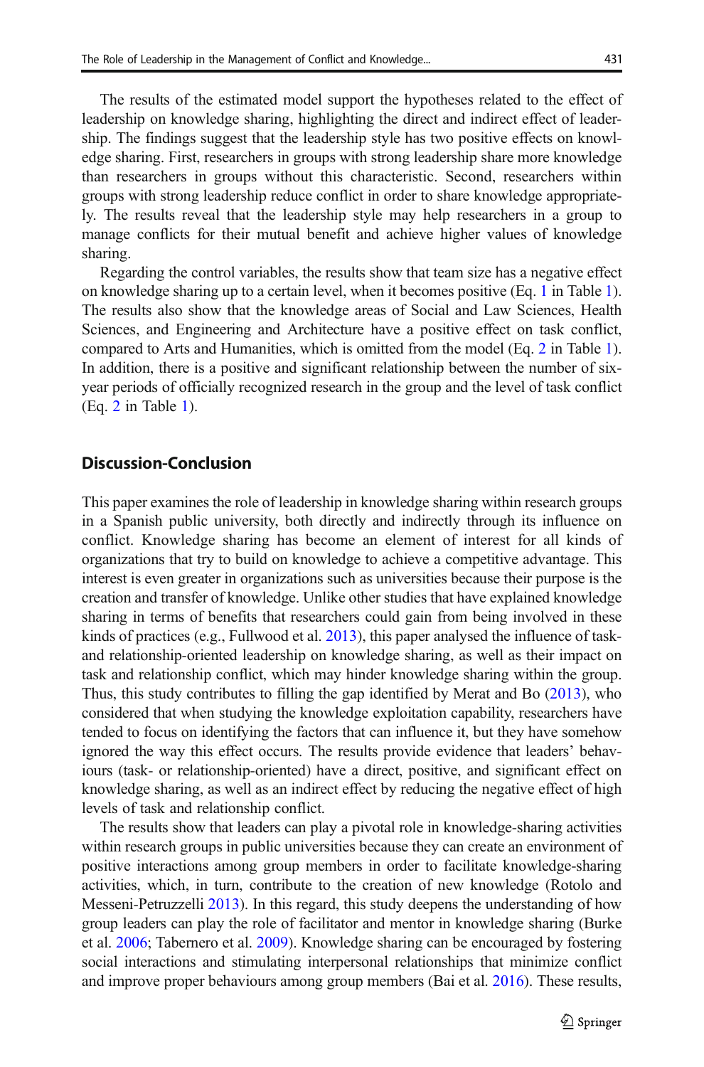The results of the estimated model support the hypotheses related to the effect of leadership on knowledge sharing, highlighting the direct and indirect effect of leadership. The findings suggest that the leadership style has two positive effects on knowledge sharing. First, researchers in groups with strong leadership share more knowledge than researchers in groups without this characteristic. Second, researchers within groups with strong leadership reduce conflict in order to share knowledge appropriately. The results reveal that the leadership style may help researchers in a group to manage conflicts for their mutual benefit and achieve higher values of knowledge sharing.

Regarding the control variables, the results show that team size has a negative effect on knowledge sharing up to a certain level, when it becomes positive (Eq. 1 in Table 1). The results also show that the knowledge areas of Social and Law Sciences, Health Sciences, and Engineering and Architecture have a positive effect on task conflict, compared to Arts and Humanities, which is omitted from the model (Eq. 2 in Table 1). In addition, there is a positive and significant relationship between the number of six-year periods of officially recognized research in the group and the level of task conflict (Eq. 2 in Table 1).

## Discussion-Conclusion

This paper examines the role of leadership in knowledge sharing within research groups in a Spanish public university, both directly and indirectly through its influence on conflict. Knowledge sharing has become an element of interest for all kinds of organizations that try to build on knowledge to achieve a competitive advantage. This interest is even greater in organizations such as universities because their purpose is the creation and transfer of knowledge. Unlike other studies that have explained knowledge sharing in terms of benefits that researchers could gain from being involved in these kinds of practices (e.g., Fullwood et al. 2013), this paper analysed the influence of task- and relationship-oriented leadership on knowledge sharing, as well as their impact on task and relationship conflict, which may hinder knowledge sharing within the group. Thus, this study contributes to filling the gap identified by Merat and Bo (2013), who considered that when studying the knowledge exploitation capability, researchers have tended to focus on identifying the factors that can influence it, but they have somehow ignored the way this effect occurs. The results provide evidence that leaders' behaviours (task- or relationship-oriented) have a direct, positive, and significant effect on knowledge sharing, as well as an indirect effect by reducing the negative effect of high levels of task and relationship conflict.

The results show that leaders can play a pivotal role in knowledge-sharing activities within research groups in public universities because they can create an environment of positive interactions among group members in order to facilitate knowledge-sharing activities, which, in turn, contribute to the creation of new knowledge (Rotolo and Messeni-Petruzzelli 2013). In this regard, this study deepens the understanding of how group leaders can play the role of facilitator and mentor in knowledge sharing (Burke et al. 2006; Tabernero et al. 2009). Knowledge sharing can be encouraged by fostering social interactions and stimulating interpersonal relationships that minimize conflict and improve proper behaviours among group members (Bai et al. 2016). These results,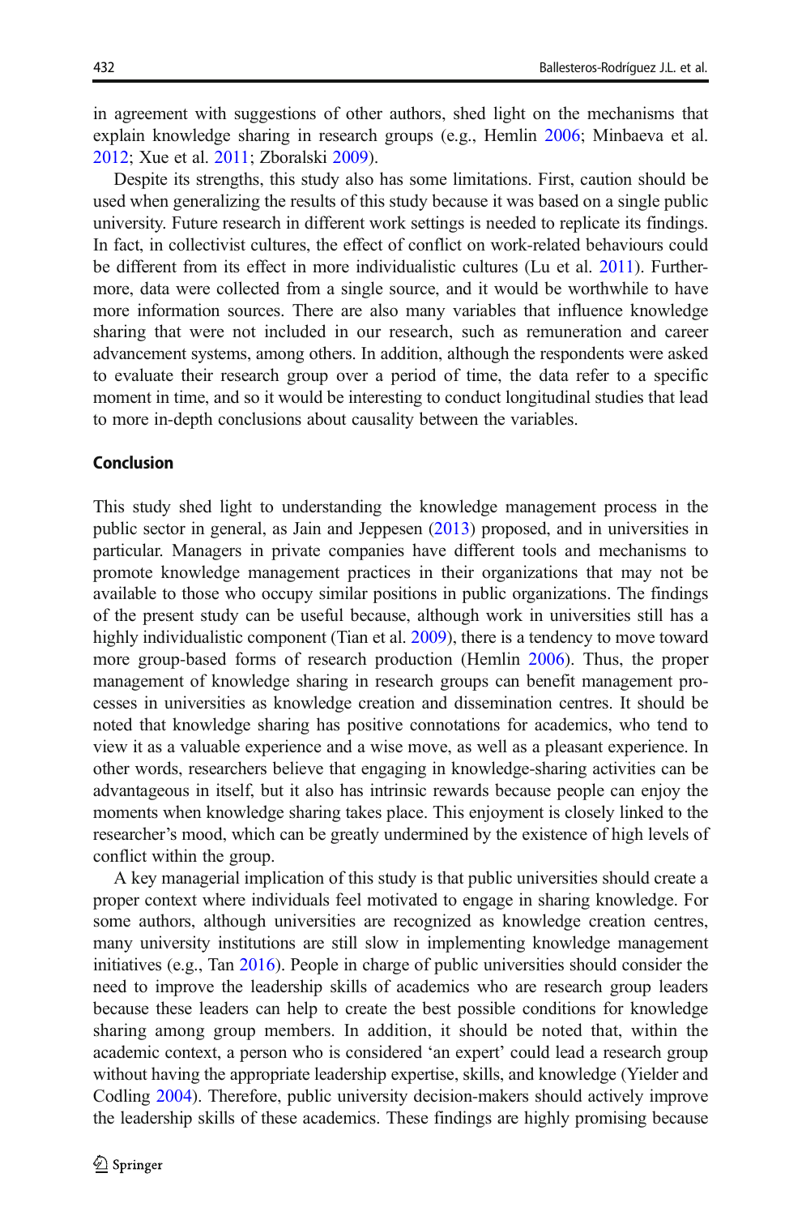in agreement with suggestions of other authors, shed light on the mechanisms that explain knowledge sharing in research groups (e.g., Hemlin 2006; Minbaeva et al. 2012; Xue et al. 2011; Zboralski 2009).

Despite its strengths, this study also has some limitations. First, caution should be used when generalizing the results of this study because it was based on a single public university. Future research in different work settings is needed to replicate its findings. In fact, in collectivist cultures, the effect of conflict on work-related behaviours could be different from its effect in more individualistic cultures (Lu et al. 2011). Furthermore, data were collected from a single source, and it would be worthwhile to have more information sources. There are also many variables that influence knowledge sharing that were not included in our research, such as remuneration and career advancement systems, among others. In addition, although the respondents were asked to evaluate their research group over a period of time, the data refer to a specific moment in time, and so it would be interesting to conduct longitudinal studies that lead to more in-depth conclusions about causality between the variables.

## Conclusion

This study shed light to understanding the knowledge management process in the public sector in general, as Jain and Jeppesen (2013) proposed, and in universities in particular. Managers in private companies have different tools and mechanisms to promote knowledge management practices in their organizations that may not be available to those who occupy similar positions in public organizations. The findings of the present study can be useful because, although work in universities still has a highly individualistic component (Tian et al. 2009), there is a tendency to move toward more group-based forms of research production (Hemlin 2006). Thus, the proper management of knowledge sharing in research groups can benefit management processes in universities as knowledge creation and dissemination centres. It should be noted that knowledge sharing has positive connotations for academics, who tend to view it as a valuable experience and a wise move, as well as a pleasant experience. In other words, researchers believe that engaging in knowledge-sharing activities can be advantageous in itself, but it also has intrinsic rewards because people can enjoy the moments when knowledge sharing takes place. This enjoyment is closely linked to the researcher's mood, which can be greatly undermined by the existence of high levels of conflict within the group.

A key managerial implication of this study is that public universities should create a proper context where individuals feel motivated to engage in sharing knowledge. For some authors, although universities are recognized as knowledge creation centres, many university institutions are still slow in implementing knowledge management initiatives (e.g., Tan 2016). People in charge of public universities should consider the need to improve the leadership skills of academics who are research group leaders because these leaders can help to create the best possible conditions for knowledge sharing among group members. In addition, it should be noted that, within the academic context, a person who is considered 'an expert' could lead a research group without having the appropriate leadership expertise, skills, and knowledge (Yielder and Codling 2004). Therefore, public university decision-makers should actively improve the leadership skills of these academics. These findings are highly promising because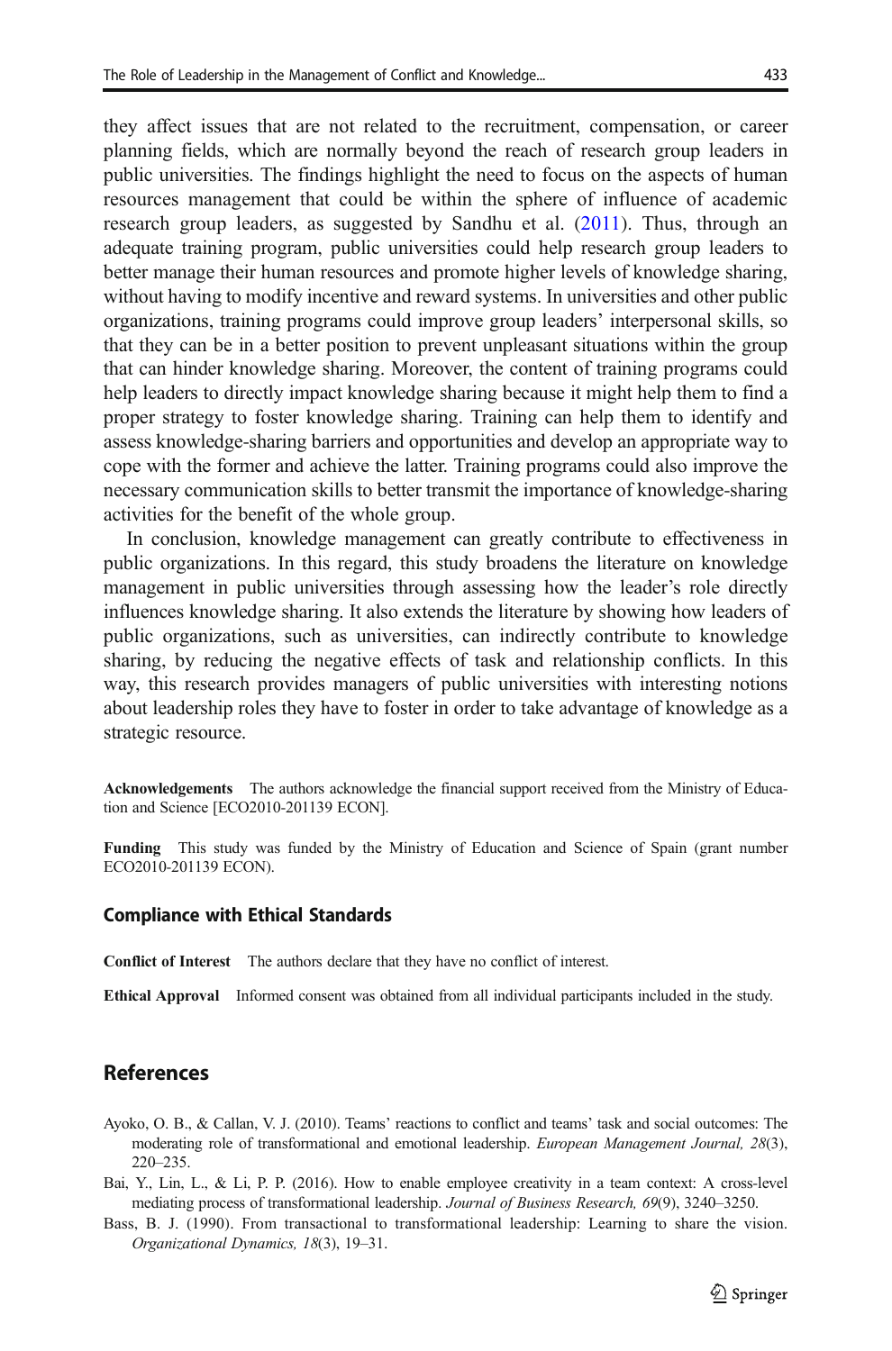they affect issues that are not related to the recruitment, compensation, or career planning fields, which are normally beyond the reach of research group leaders in public universities. The findings highlight the need to focus on the aspects of human resources management that could be within the sphere of influence of academic research group leaders, as suggested by Sandhu et al. (2011). Thus, through an adequate training program, public universities could help research group leaders to better manage their human resources and promote higher levels of knowledge sharing, without having to modify incentive and reward systems. In universities and other public organizations, training programs could improve group leaders' interpersonal skills, so that they can be in a better position to prevent unpleasant situations within the group that can hinder knowledge sharing. Moreover, the content of training programs could help leaders to directly impact knowledge sharing because it might help them to find a proper strategy to foster knowledge sharing. Training can help them to identify and assess knowledge-sharing barriers and opportunities and develop an appropriate way to cope with the former and achieve the latter. Training programs could also improve the necessary communication skills to better transmit the importance of knowledge-sharing activities for the benefit of the whole group.

In conclusion, knowledge management can greatly contribute to effectiveness in public organizations. In this regard, this study broadens the literature on knowledge management in public universities through assessing how the leader's role directly influences knowledge sharing. It also extends the literature by showing how leaders of public organizations, such as universities, can indirectly contribute to knowledge sharing, by reducing the negative effects of task and relationship conflicts. In this way, this research provides managers of public universities with interesting notions about leadership roles they have to foster in order to take advantage of knowledge as a strategic resource.

**Acknowledgements** The authors acknowledge the financial support received from the Ministry of Education and Science [ECO2010-201139 ECON].

**Funding** This study was funded by the Ministry of Education and Science of Spain (grant number ECO2010-201139 ECON).

### Compliance with Ethical Standards

**Conflict of Interest** The authors declare that they have no conflict of interest.

**Ethical Approval** Informed consent was obtained from all individual participants included in the study.

## References

Ayoko, O. B., & Callan, V. J. (2010). Teams' reactions to conflict and teams' task and social outcomes: The moderating role of transformational and emotional leadership. *European Management Journal, 28*(3), 220–235.

Bai, Y., Lin, L., & Li, P. P. (2016). How to enable employee creativity in a team context: A cross-level mediating process of transformational leadership. *Journal of Business Research, 69*(9), 3240–3250.

Bass, B. J. (1990). From transactional to transformational leadership: Learning to share the vision. *Organizational Dynamics, 18*(3), 19–31.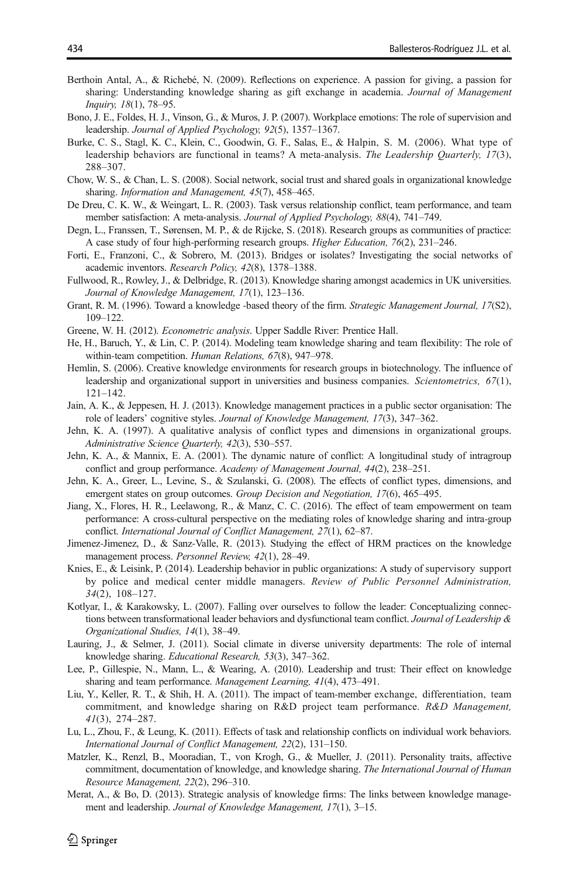Berthoin Antal, A., & Richebé, N. (2009). Reflections on experience. A passion for giving, a passion for sharing: Understanding knowledge sharing as gift exchange in academia. *Journal of Management Inquiry, 18*(1), 78–95.

Bono, J. E., Foldes, H. J., Vinson, G., & Muros, J. P. (2007). Workplace emotions: The role of supervision and leadership. *Journal of Applied Psychology, 92*(5), 1357–1367.

Burke, C. S., Stagl, K. C., Klein, C., Goodwin, G. F., Salas, E., & Halpin, S. M. (2006). What type of leadership behaviors are functional in teams? A meta-analysis. *The Leadership Quarterly, 17*(3), 288–307.

Chow, W. S., & Chan, L. S. (2008). Social network, social trust and shared goals in organizational knowledge sharing. *Information and Management, 45*(7), 458–465.

De Dreu, C. K. W., & Weingart, L. R. (2003). Task versus relationship conflict, team performance, and team member satisfaction: A meta-analysis. *Journal of Applied Psychology, 88*(4), 741–749.

Degn, L., Franssen, T., Sørensen, M. P., & de Rijcke, S. (2018). Research groups as communities of practice: A case study of four high-performing research groups. *Higher Education, 76*(2), 231–246.

Forti, E., Franzoni, C., & Sobrero, M. (2013). Bridges or isolates? Investigating the social networks of academic inventors. *Research Policy, 42*(8), 1378–1388.

Fullwood, R., Rowley, J., & Delbridge, R. (2013). Knowledge sharing amongst academics in UK universities. *Journal of Knowledge Management, 17*(1), 123–136.

Grant, R. M. (1996). Toward a knowledge -based theory of the firm. *Strategic Management Journal, 17*(S2), 109–122.

Greene, W. H. (2012). *Econometric analysis*. Upper Saddle River: Prentice Hall.

He, H., Baruch, Y., & Lin, C. P. (2014). Modeling team knowledge sharing and team flexibility: The role of within-team competition. *Human Relations, 67*(8), 947–978.

Hemlin, S. (2006). Creative knowledge environments for research groups in biotechnology. The influence of leadership and organizational support in universities and business companies. *Scientometrics, 67*(1), 121–142.

Jain, A. K., & Jeppesen, H. J. (2013). Knowledge management practices in a public sector organisation: The role of leaders' cognitive styles. *Journal of Knowledge Management, 17*(3), 347–362.

Jehn, K. A. (1997). A qualitative analysis of conflict types and dimensions in organizational groups. *Administrative Science Quarterly, 42*(3), 530–557.

Jehn, K. A., & Mannix, E. A. (2001). The dynamic nature of conflict: A longitudinal study of intragroup conflict and group performance. *Academy of Management Journal, 44*(2), 238–251.

Jehn, K. A., Greer, L., Levine, S., & Szulanski, G. (2008). The effects of conflict types, dimensions, and emergent states on group outcomes. *Group Decision and Negotiation, 17*(6), 465–495.

Jiang, X., Flores, H. R., Leelawong, R., & Manz, C. C. (2016). The effect of team empowerment on team performance: A cross-cultural perspective on the mediating roles of knowledge sharing and intra-group conflict. *International Journal of Conflict Management, 27*(1), 62–87.

Jimenez-Jimenez, D., & Sanz-Valle, R. (2013). Studying the effect of HRM practices on the knowledge management process. *Personnel Review, 42*(1), 28–49.

Knies, E., & Leisink, P. (2014). Leadership behavior in public organizations: A study of supervisory support by police and medical center middle managers. *Review of Public Personnel Administration, 34*(2), 108–127.

Kotlyar, I., & Karakowsky, L. (2007). Falling over ourselves to follow the leader: Conceptualizing connections between transformational leader behaviors and dysfunctional team conflict. *Journal of Leadership & Organizational Studies, 14*(1), 38–49.

Lauring, J., & Selmer, J. (2011). Social climate in diverse university departments: The role of internal knowledge sharing. *Educational Research, 53*(3), 347–362.

Lee, P., Gillespie, N., Mann, L., & Wearing, A. (2010). Leadership and trust: Their effect on knowledge sharing and team performance. *Management Learning, 41*(4), 473–491.

Liu, Y., Keller, R. T., & Shih, H. A. (2011). The impact of team-member exchange, differentiation, team commitment, and knowledge sharing on R&D project team performance. *R&D Management, 41*(3), 274–287.

Lu, L., Zhou, F., & Leung, K. (2011). Effects of task and relationship conflicts on individual work behaviors. *International Journal of Conflict Management, 22*(2), 131–150.

Matzler, K., Renzl, B., Mooradian, T., von Krogh, G., & Mueller, J. (2011). Personality traits, affective commitment, documentation of knowledge, and knowledge sharing. *The International Journal of Human Resource Management, 22*(2), 296–310.

Merat, A., & Bo, D. (2013). Strategic analysis of knowledge firms: The links between knowledge management and leadership. *Journal of Knowledge Management, 17*(1), 3–15.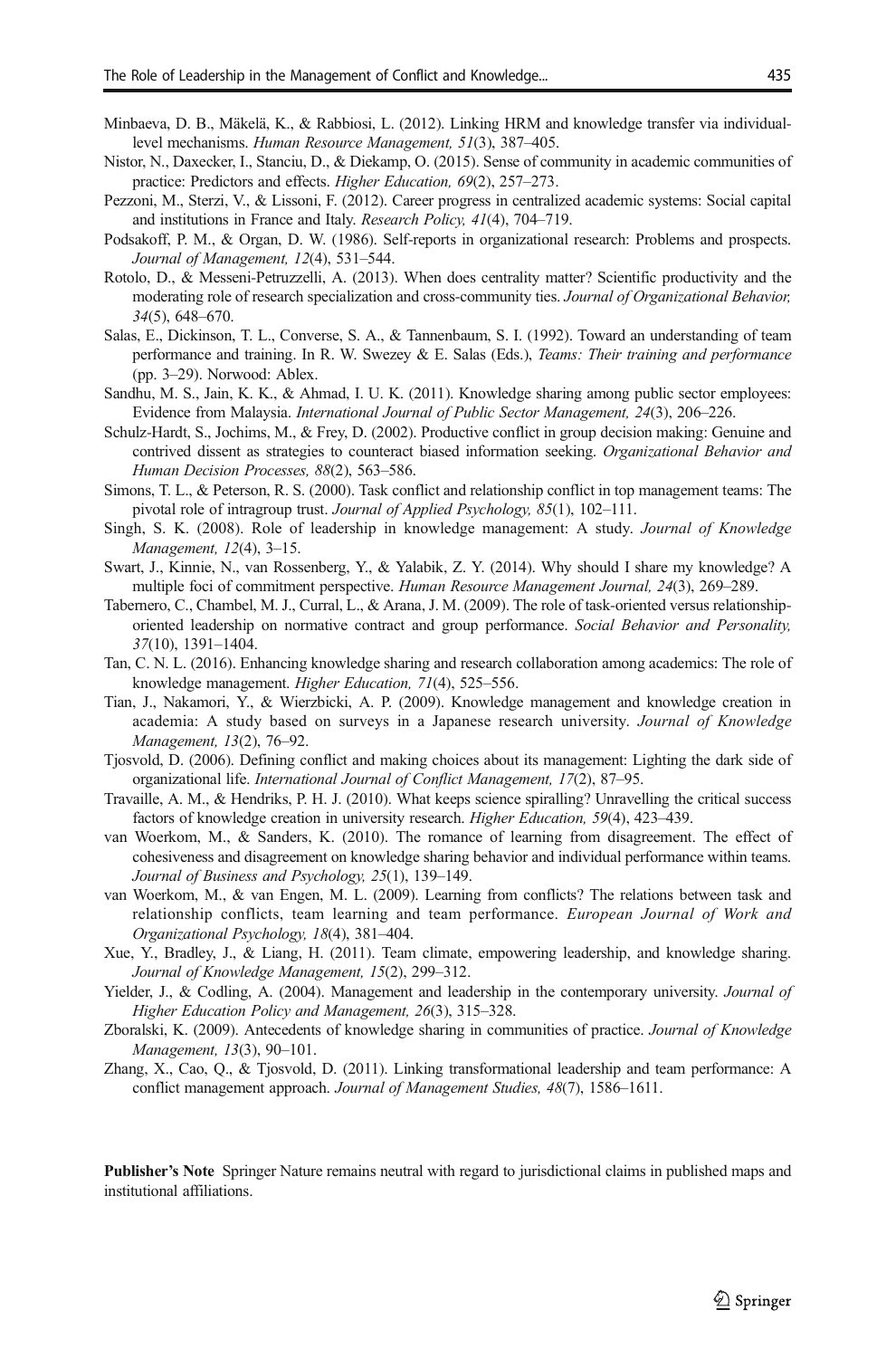Minbaeva, D. B., Mäkelä, K., & Rabbiosi, L. (2012). Linking HRM and knowledge transfer via individual-level mechanisms. *Human Resource Management, 51*(3), 387–405.

Nistor, N., Daxecker, I., Stanciu, D., & Diekamp, O. (2015). Sense of community in academic communities of practice: Predictors and effects. *Higher Education, 69*(2), 257–273.

Pezzoni, M., Sterzi, V., & Lissoni, F. (2012). Career progress in centralized academic systems: Social capital and institutions in France and Italy. *Research Policy, 41*(4), 704–719.

Podsakoff, P. M., & Organ, D. W. (1986). Self-reports in organizational research: Problems and prospects. *Journal of Management, 12*(4), 531–544.

Rotolo, D., & Messeni-Petruzzelli, A. (2013). When does centrality matter? Scientific productivity and the moderating role of research specialization and cross-community ties. *Journal of Organizational Behavior, 34*(5), 648–670.

Salas, E., Dickinson, T. L., Converse, S. A., & Tannenbaum, S. I. (1992). Toward an understanding of team performance and training. In R. W. Swezey & E. Salas (Eds.), *Teams: Their training and performance* (pp. 3–29). Norwood: Ablex.

Sandhu, M. S., Jain, K. K., & Ahmad, I. U. K. (2011). Knowledge sharing among public sector employees: Evidence from Malaysia. *International Journal of Public Sector Management, 24*(3), 206–226.

Schulz-Hardt, S., Jochims, M., & Frey, D. (2002). Productive conflict in group decision making: Genuine and contrived dissent as strategies to counteract biased information seeking. *Organizational Behavior and Human Decision Processes, 88*(2), 563–586.

Simons, T. L., & Peterson, R. S. (2000). Task conflict and relationship conflict in top management teams: The pivotal role of intragroup trust. *Journal of Applied Psychology, 85*(1), 102–111.

Singh, S. K. (2008). Role of leadership in knowledge management: A study. *Journal of Knowledge Management, 12*(4), 3–15.

Swart, J., Kinnie, N., van Rossenberg, Y., & Yalabik, Z. Y. (2014). Why should I share my knowledge? A multiple foci of commitment perspective. *Human Resource Management Journal, 24*(3), 269–289.

Tabernero, C., Chambel, M. J., Curral, L., & Arana, J. M. (2009). The role of task-oriented versus relationship-oriented leadership on normative contract and group performance. *Social Behavior and Personality, 37*(10), 1391–1404.

Tan, C. N. L. (2016). Enhancing knowledge sharing and research collaboration among academics: The role of knowledge management. *Higher Education, 71*(4), 525–556.

Tian, J., Nakamori, Y., & Wierzbicki, A. P. (2009). Knowledge management and knowledge creation in academia: A study based on surveys in a Japanese research university. *Journal of Knowledge Management, 13*(2), 76–92.

Tjosvold, D. (2006). Defining conflict and making choices about its management: Lighting the dark side of organizational life. *International Journal of Conflict Management, 17*(2), 87–95.

Travaille, A. M., & Hendriks, P. H. J. (2010). What keeps science spiralling? Unravelling the critical success factors of knowledge creation in university research. *Higher Education, 59*(4), 423–439.

van Woerkom, M., & Sanders, K. (2010). The romance of learning from disagreement. The effect of cohesiveness and disagreement on knowledge sharing behavior and individual performance within teams. *Journal of Business and Psychology, 25*(1), 139–149.

van Woerkom, M., & van Engen, M. L. (2009). Learning from conflicts? The relations between task and relationship conflicts, team learning and team performance. *European Journal of Work and Organizational Psychology, 18*(4), 381–404.

Xue, Y., Bradley, J., & Liang, H. (2011). Team climate, empowering leadership, and knowledge sharing. *Journal of Knowledge Management, 15*(2), 299–312.

Yielder, J., & Codling, A. (2004). Management and leadership in the contemporary university. *Journal of Higher Education Policy and Management, 26*(3), 315–328.

Zboralski, K. (2009). Antecedents of knowledge sharing in communities of practice. *Journal of Knowledge Management, 13*(3), 90–101.

Zhang, X., Cao, Q., & Tjosvold, D. (2011). Linking transformational leadership and team performance: A conflict management approach. *Journal of Management Studies, 48*(7), 1586–1611.

**Publisher's Note** Springer Nature remains neutral with regard to jurisdictional claims in published maps and institutional affiliations.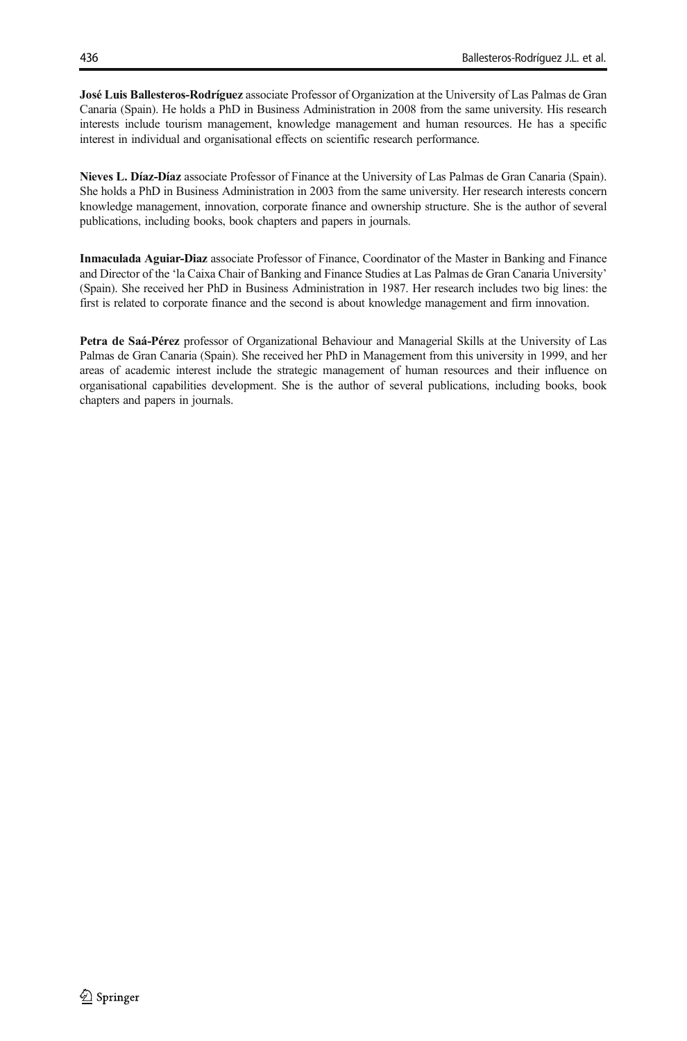**José Luis Ballesteros-Rodríguez** associate Professor of Organization at the University of Las Palmas de Gran Canaria (Spain). He holds a PhD in Business Administration in 2008 from the same university. His research interests include tourism management, knowledge management and human resources. He has a specific interest in individual and organisational effects on scientific research performance.

**Nieves L. Díaz-Díaz** associate Professor of Finance at the University of Las Palmas de Gran Canaria (Spain). She holds a PhD in Business Administration in 2003 from the same university. Her research interests concern knowledge management, innovation, corporate finance and ownership structure. She is the author of several publications, including books, book chapters and papers in journals.

**Inmaculada Aguiar-Diaz** associate Professor of Finance, Coordinator of the Master in Banking and Finance and Director of the 'la Caixa Chair of Banking and Finance Studies at Las Palmas de Gran Canaria University' (Spain). She received her PhD in Business Administration in 1987. Her research includes two big lines: the first is related to corporate finance and the second is about knowledge management and firm innovation.

**Petra de Saá-Pérez** professor of Organizational Behaviour and Managerial Skills at the University of Las Palmas de Gran Canaria (Spain). She received her PhD in Management from this university in 1999, and her areas of academic interest include the strategic management of human resources and their influence on organisational capabilities development. She is the author of several publications, including books, book chapters and papers in journals.